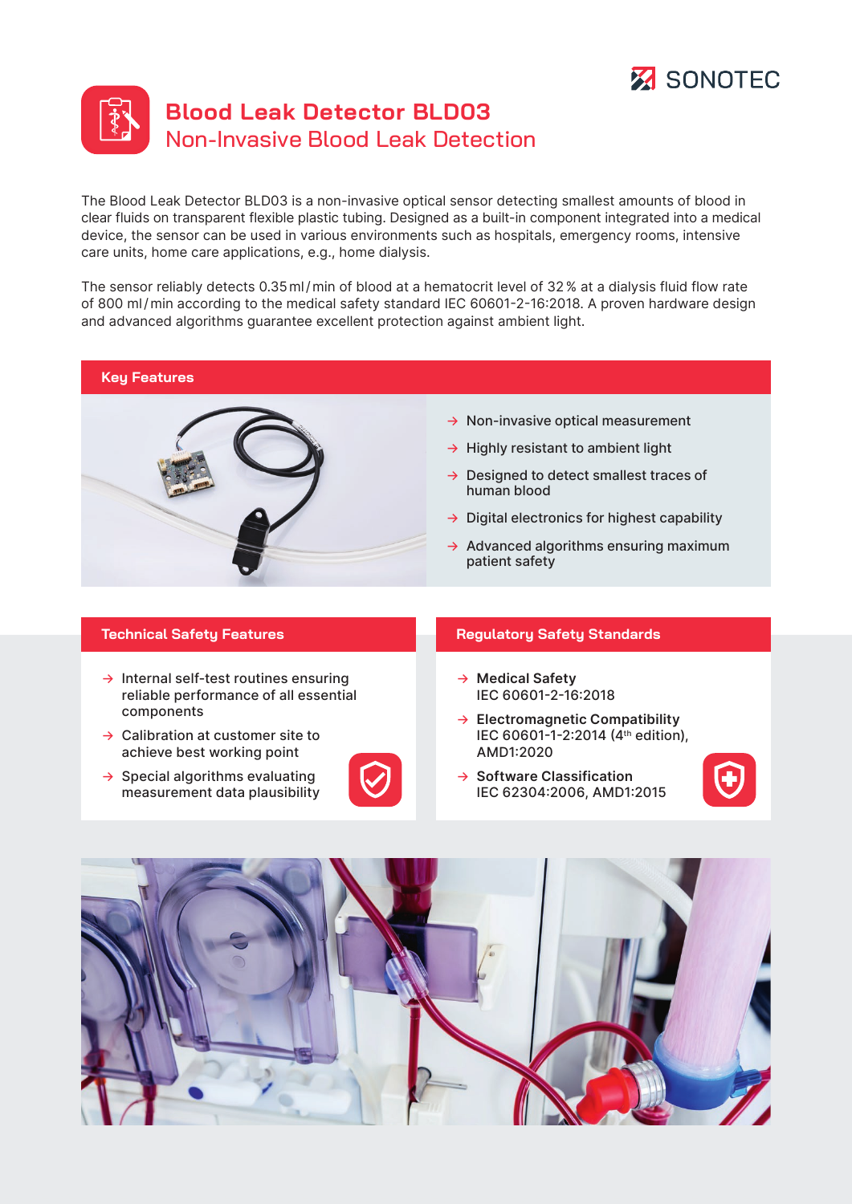SONOTEC

# Blood Leak Detector BLD03

## Non-Invasive Blood Leak Detection

The Blood Leak Detector BLD03 is a non-invasive optical sensor detecting smallest amounts of blood in clear fluids on transparent flexible plastic tubing. Designed as a built-in component integrated into a medical device, the sensor can be used in various environments such as hospitals, emergency rooms, intensive care units, home care applications, e.g., home dialysis.

The sensor reliably detects 0.35 ml / min of blood at a hematocrit level of 32 % at a dialysis fluid flow rate of 800 ml / min according to the medical safety standard IEC 60601-2-16:2018. A proven hardware design and advanced algorithms guarantee excellent protection against ambient light.

### Key Features

- → Non-invasive optical measurement
- → Highly resistant to ambient light
- → Designed to detect smallest traces of human blood
- → Digital electronics for highest capability
- → Advanced algorithms ensuring maximum patient safety

### Technical Safety Features

- → Internal self-test routines ensuring reliable performance of all essential components
- → Calibration at customer site to achieve best working point
- → Special algorithms evaluating measurement data plausibility

### Regulatory Safety Standards

- → **Medical Safety**
  IEC 60601-2-16:2018
- → **Electromagnetic Compatibility**
  IEC 60601-1-2:2014 (4th edition), AMD1:2020
- → **Software Classification**
  IEC 62304:2006, AMD1:2015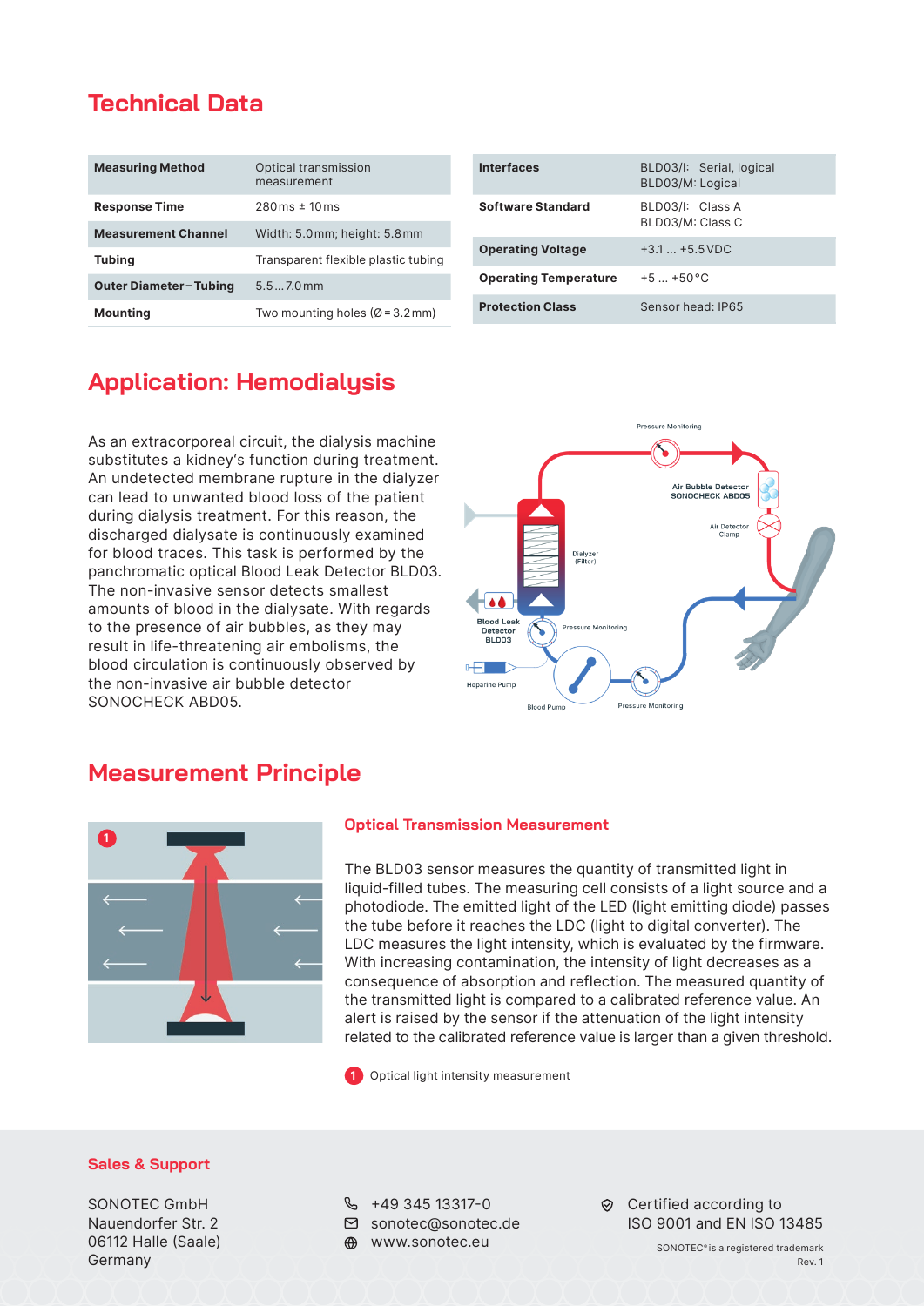# Technical Data

| | |
|---|---|
| **Measuring Method** | Optical transmission measurement |
| **Response Time** | 280 ms ± 10 ms |
| **Measurement Channel** | Width: 5.0 mm; height: 5.8 mm |
| **Tubing** | Transparent flexible plastic tubing |
| **Outer Diameter – Tubing** | 5.5 … 7.0 mm |
| **Mounting** | Two mounting holes (Ø = 3.2 mm) |

| | |
|---|---|
| **Interfaces** | BLD03/I: Serial, logical<br>BLD03/M: Logical |
| **Software Standard** | BLD03/I: Class A<br>BLD03/M: Class C |
| **Operating Voltage** | +3.1 … +5.5 VDC |
| **Operating Temperature** | +5 … +50 °C |
| **Protection Class** | Sensor head: IP65 |

# Application: Hemodialysis

As an extracorporeal circuit, the dialysis machine substitutes a kidney's function during treatment. An undetected membrane rupture in the dialyzer can lead to unwanted blood loss of the patient during dialysis treatment. For this reason, the discharged dialysate is continuously examined for blood traces. This task is performed by the panchromatic optical Blood Leak Detector BLD03. The non-invasive sensor detects smallest amounts of blood in the dialysate. With regards to the presence of air bubbles, as they may result in life-threatening air embolisms, the blood circulation is continuously observed by the non-invasive air bubble detector SONOCHECK ABD05.

Pressure Monitoring
Air Bubble Detector SONOCHECK ABD05
Air Detector Clamp
Dialyzer (Filter)
Blood Leak Detector BLD03
Pressure Monitoring
Heparine Pump
Blood Pump
Pressure Monitoring

# Measurement Principle

## Optical Transmission Measurement

The BLD03 sensor measures the quantity of transmitted light in liquid-filled tubes. The measuring cell consists of a light source and a photodiode. The emitted light of the LED (light emitting diode) passes the tube before it reaches the LDC (light to digital converter). The LDC measures the light intensity, which is evaluated by the firmware. With increasing contamination, the intensity of light decreases as a consequence of absorption and reflection. The measured quantity of the transmitted light is compared to a calibrated reference value. An alert is raised by the sensor if the attenuation of the light intensity related to the calibrated reference value is larger than a given threshold.

1 Optical light intensity measurement

## Sales & Support

SONOTEC GmbH
Nauendorfer Str. 2
06112 Halle (Saale)
Germany

+49 345 13317-0
sonotec@sonotec.de
www.sonotec.eu

Certified according to ISO 9001 and EN ISO 13485

SONOTEC® is a registered trademark
Rev. 1